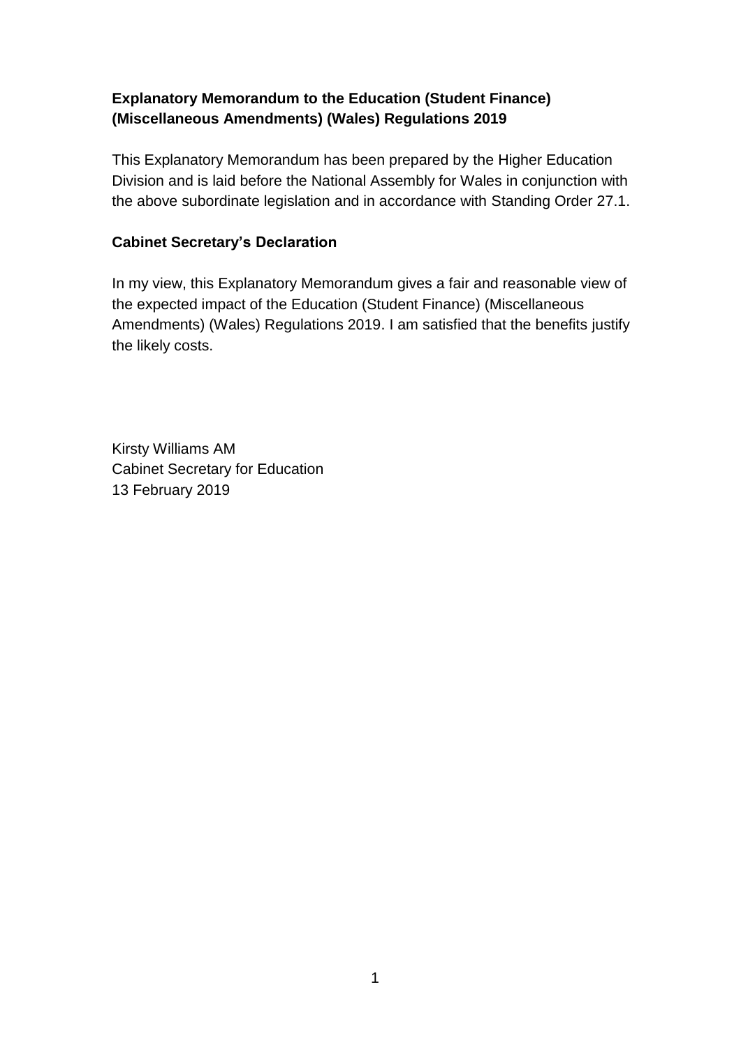**Explanatory Memorandum to the Education (Student Finance) (Miscellaneous Amendments) (Wales) Regulations 2019**

This Explanatory Memorandum has been prepared by the Higher Education Division and is laid before the National Assembly for Wales in conjunction with the above subordinate legislation and in accordance with Standing Order 27.1.

**Cabinet Secretary's Declaration**

In my view, this Explanatory Memorandum gives a fair and reasonable view of the expected impact of the Education (Student Finance) (Miscellaneous Amendments) (Wales) Regulations 2019. I am satisfied that the benefits justify the likely costs.

Kirsty Williams AM
Cabinet Secretary for Education
13 February 2019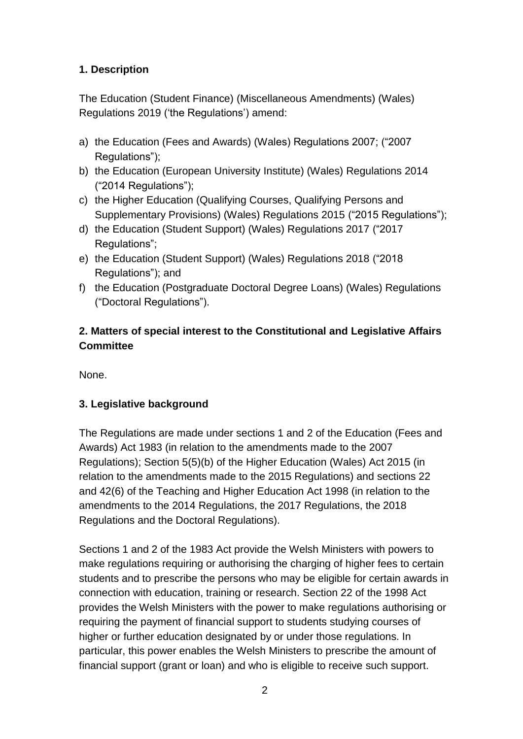## 1. Description

The Education (Student Finance) (Miscellaneous Amendments) (Wales) Regulations 2019 ('the Regulations') amend:

a) the Education (Fees and Awards) (Wales) Regulations 2007; ("2007 Regulations");
b) the Education (European University Institute) (Wales) Regulations 2014 ("2014 Regulations");
c) the Higher Education (Qualifying Courses, Qualifying Persons and Supplementary Provisions) (Wales) Regulations 2015 ("2015 Regulations");
d) the Education (Student Support) (Wales) Regulations 2017 ("2017 Regulations";
e) the Education (Student Support) (Wales) Regulations 2018 ("2018 Regulations"); and
f) the Education (Postgraduate Doctoral Degree Loans) (Wales) Regulations ("Doctoral Regulations").

## 2. Matters of special interest to the Constitutional and Legislative Affairs Committee

None.

## 3. Legislative background

The Regulations are made under sections 1 and 2 of the Education (Fees and Awards) Act 1983 (in relation to the amendments made to the 2007 Regulations); Section 5(5)(b) of the Higher Education (Wales) Act 2015 (in relation to the amendments made to the 2015 Regulations) and sections 22 and 42(6) of the Teaching and Higher Education Act 1998 (in relation to the amendments to the 2014 Regulations, the 2017 Regulations, the 2018 Regulations and the Doctoral Regulations).

Sections 1 and 2 of the 1983 Act provide the Welsh Ministers with powers to make regulations requiring or authorising the charging of higher fees to certain students and to prescribe the persons who may be eligible for certain awards in connection with education, training or research. Section 22 of the 1998 Act provides the Welsh Ministers with the power to make regulations authorising or requiring the payment of financial support to students studying courses of higher or further education designated by or under those regulations. In particular, this power enables the Welsh Ministers to prescribe the amount of financial support (grant or loan) and who is eligible to receive such support.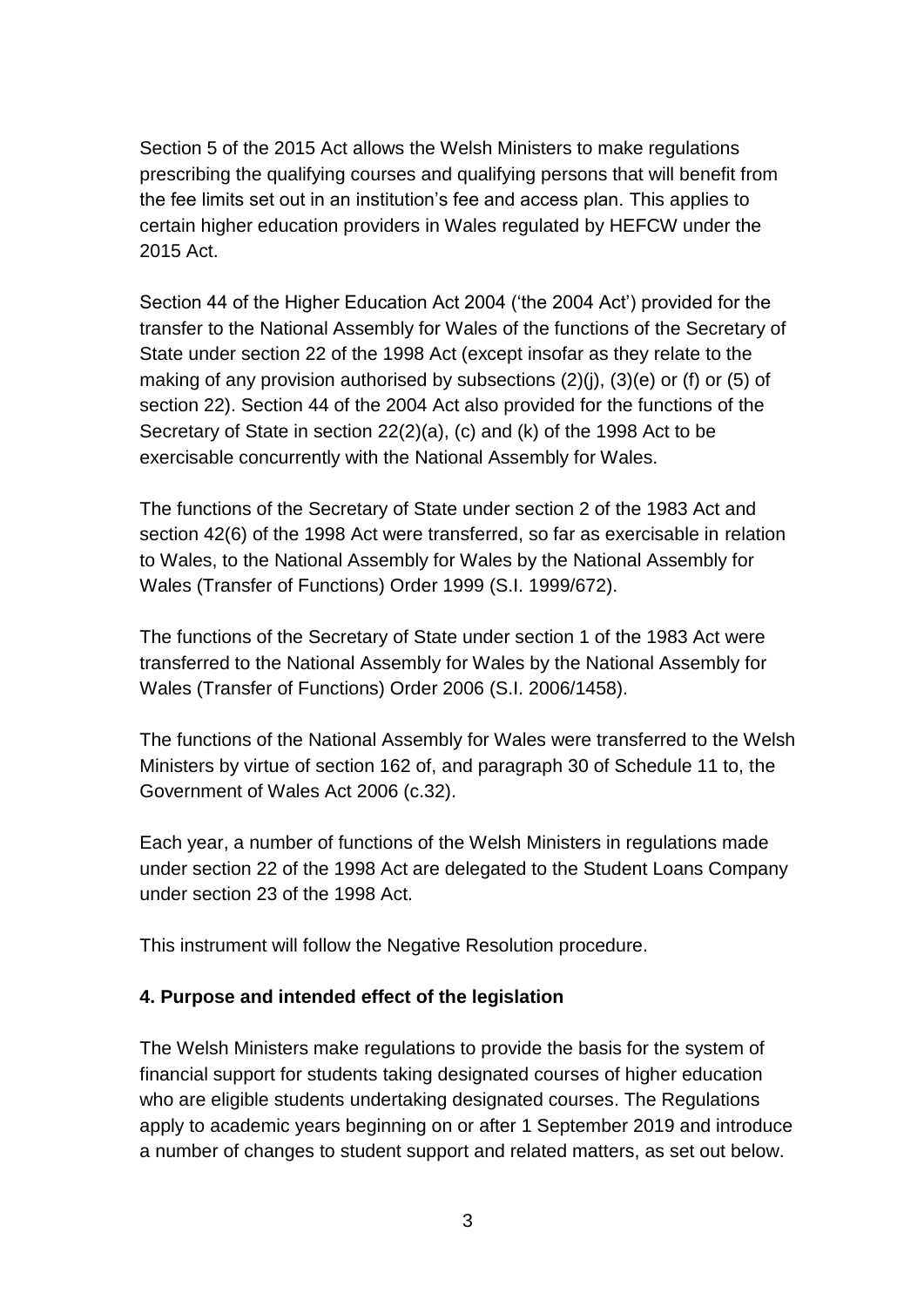Section 5 of the 2015 Act allows the Welsh Ministers to make regulations prescribing the qualifying courses and qualifying persons that will benefit from the fee limits set out in an institution's fee and access plan. This applies to certain higher education providers in Wales regulated by HEFCW under the 2015 Act.

Section 44 of the Higher Education Act 2004 ('the 2004 Act') provided for the transfer to the National Assembly for Wales of the functions of the Secretary of State under section 22 of the 1998 Act (except insofar as they relate to the making of any provision authorised by subsections (2)(j), (3)(e) or (f) or (5) of section 22). Section 44 of the 2004 Act also provided for the functions of the Secretary of State in section 22(2)(a), (c) and (k) of the 1998 Act to be exercisable concurrently with the National Assembly for Wales.

The functions of the Secretary of State under section 2 of the 1983 Act and section 42(6) of the 1998 Act were transferred, so far as exercisable in relation to Wales, to the National Assembly for Wales by the National Assembly for Wales (Transfer of Functions) Order 1999 (S.I. 1999/672).

The functions of the Secretary of State under section 1 of the 1983 Act were transferred to the National Assembly for Wales by the National Assembly for Wales (Transfer of Functions) Order 2006 (S.I. 2006/1458).

The functions of the National Assembly for Wales were transferred to the Welsh Ministers by virtue of section 162 of, and paragraph 30 of Schedule 11 to, the Government of Wales Act 2006 (c.32).

Each year, a number of functions of the Welsh Ministers in regulations made under section 22 of the 1998 Act are delegated to the Student Loans Company under section 23 of the 1998 Act.

This instrument will follow the Negative Resolution procedure.

**4. Purpose and intended effect of the legislation**

The Welsh Ministers make regulations to provide the basis for the system of financial support for students taking designated courses of higher education who are eligible students undertaking designated courses. The Regulations apply to academic years beginning on or after 1 September 2019 and introduce a number of changes to student support and related matters, as set out below.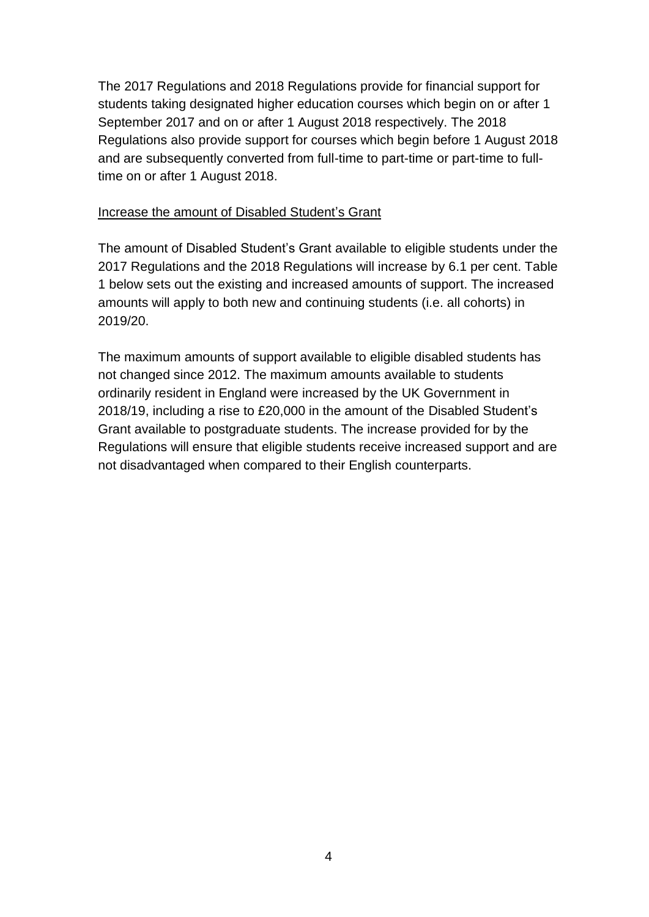The 2017 Regulations and 2018 Regulations provide for financial support for students taking designated higher education courses which begin on or after 1 September 2017 and on or after 1 August 2018 respectively. The 2018 Regulations also provide support for courses which begin before 1 August 2018 and are subsequently converted from full-time to part-time or part-time to full-time on or after 1 August 2018.

<u>Increase the amount of Disabled Student's Grant</u>

The amount of Disabled Student's Grant available to eligible students under the 2017 Regulations and the 2018 Regulations will increase by 6.1 per cent. Table 1 below sets out the existing and increased amounts of support. The increased amounts will apply to both new and continuing students (i.e. all cohorts) in 2019/20.

The maximum amounts of support available to eligible disabled students has not changed since 2012. The maximum amounts available to students ordinarily resident in England were increased by the UK Government in 2018/19, including a rise to £20,000 in the amount of the Disabled Student's Grant available to postgraduate students. The increase provided for by the Regulations will ensure that eligible students receive increased support and are not disadvantaged when compared to their English counterparts.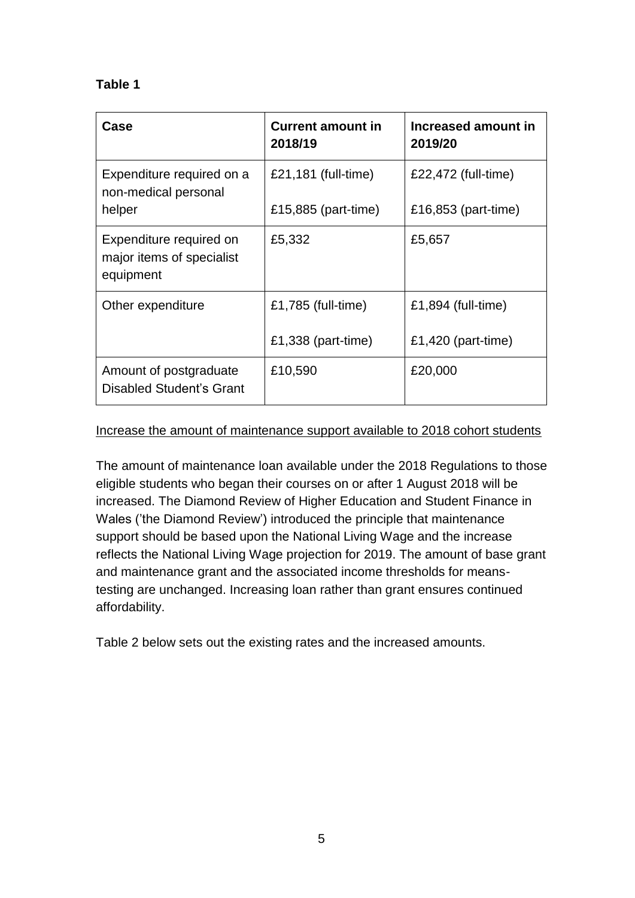**Table 1**

| Case | Current amount in 2018/19 | Increased amount in 2019/20 |
|---|---|---|
| Expenditure required on a non-medical personal helper | £21,181 (full-time)<br><br>£15,885 (part-time) | £22,472 (full-time)<br><br>£16,853 (part-time) |
| Expenditure required on major items of specialist equipment | £5,332 | £5,657 |
| Other expenditure | £1,785 (full-time)<br><br>£1,338 (part-time) | £1,894 (full-time)<br><br>£1,420 (part-time) |
| Amount of postgraduate Disabled Student's Grant | £10,590 | £20,000 |

Increase the amount of maintenance support available to 2018 cohort students

The amount of maintenance loan available under the 2018 Regulations to those eligible students who began their courses on or after 1 August 2018 will be increased. The Diamond Review of Higher Education and Student Finance in Wales ('the Diamond Review') introduced the principle that maintenance support should be based upon the National Living Wage and the increase reflects the National Living Wage projection for 2019. The amount of base grant and maintenance grant and the associated income thresholds for means-testing are unchanged. Increasing loan rather than grant ensures continued affordability.

Table 2 below sets out the existing rates and the increased amounts.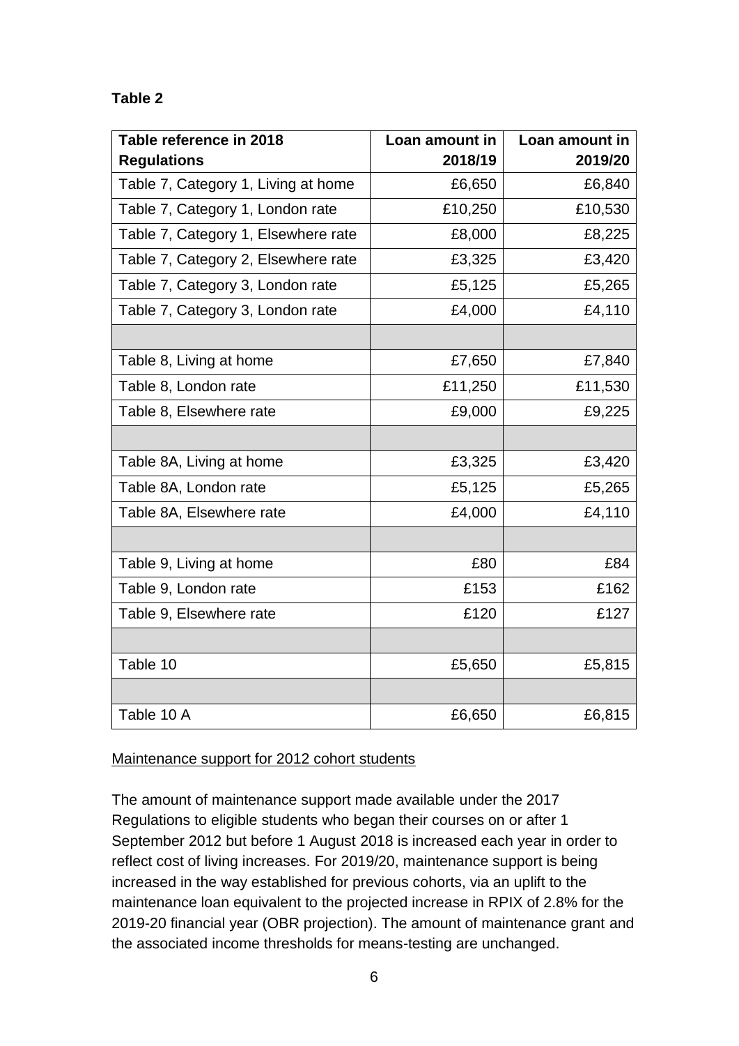**Table 2**

| Table reference in 2018 Regulations | Loan amount in 2018/19 | Loan amount in 2019/20 |
| --- | --- | --- |
| Table 7, Category 1, Living at home | £6,650 | £6,840 |
| Table 7, Category 1, London rate | £10,250 | £10,530 |
| Table 7, Category 1, Elsewhere rate | £8,000 | £8,225 |
| Table 7, Category 2, Elsewhere rate | £3,325 | £3,420 |
| Table 7, Category 3, London rate | £5,125 | £5,265 |
| Table 7, Category 3, London rate | £4,000 | £4,110 |
| | | |
| Table 8, Living at home | £7,650 | £7,840 |
| Table 8, London rate | £11,250 | £11,530 |
| Table 8, Elsewhere rate | £9,000 | £9,225 |
| | | |
| Table 8A, Living at home | £3,325 | £3,420 |
| Table 8A, London rate | £5,125 | £5,265 |
| Table 8A, Elsewhere rate | £4,000 | £4,110 |
| | | |
| Table 9, Living at home | £80 | £84 |
| Table 9, London rate | £153 | £162 |
| Table 9, Elsewhere rate | £120 | £127 |
| | | |
| Table 10 | £5,650 | £5,815 |
| | | |
| Table 10 A | £6,650 | £6,815 |

Maintenance support for 2012 cohort students

The amount of maintenance support made available under the 2017 Regulations to eligible students who began their courses on or after 1 September 2012 but before 1 August 2018 is increased each year in order to reflect cost of living increases. For 2019/20, maintenance support is being increased in the way established for previous cohorts, via an uplift to the maintenance loan equivalent to the projected increase in RPIX of 2.8% for the 2019-20 financial year (OBR projection). The amount of maintenance grant and the associated income thresholds for means-testing are unchanged.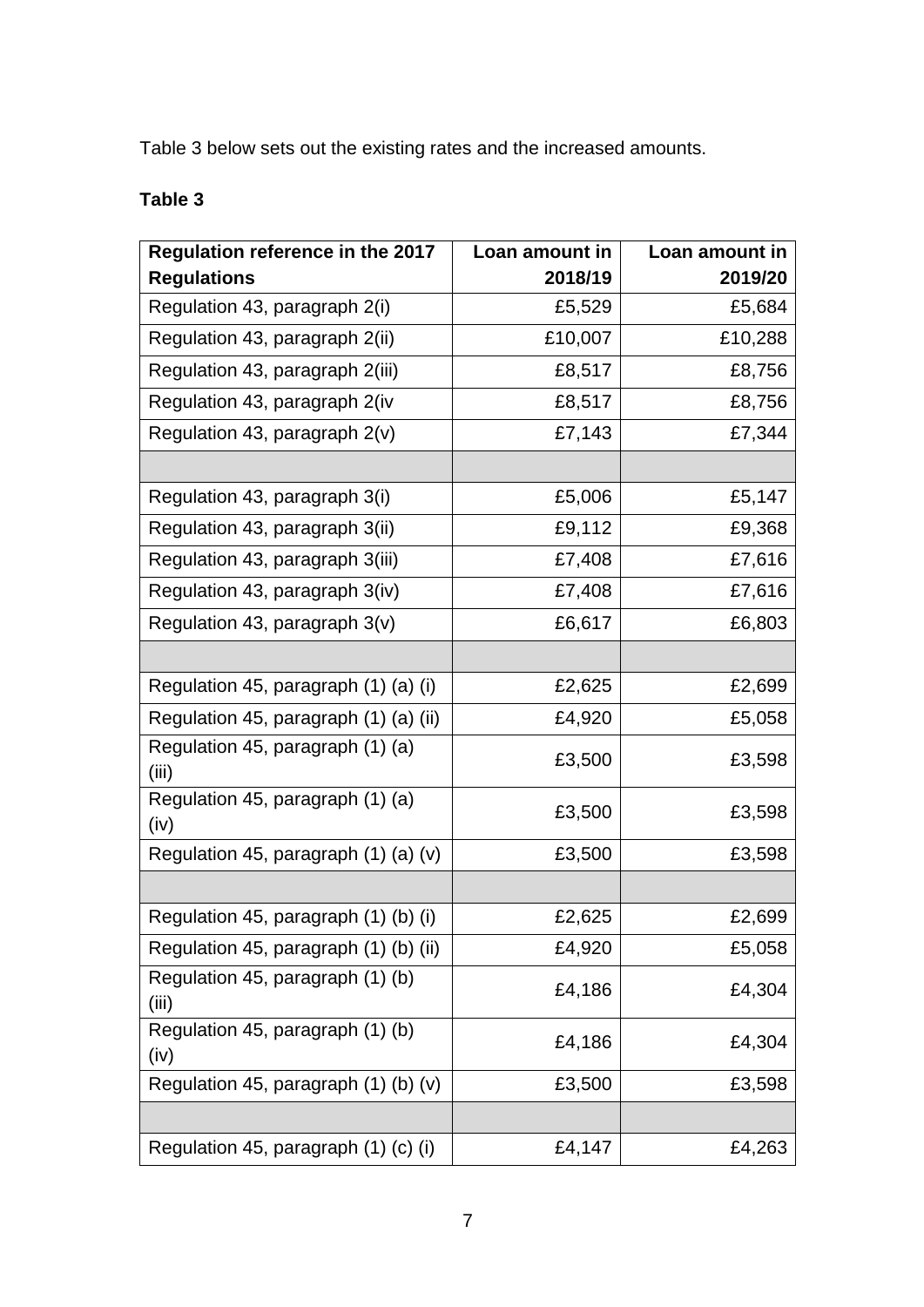Table 3 below sets out the existing rates and the increased amounts.

**Table 3**

| Regulation reference in the 2017 Regulations | Loan amount in 2018/19 | Loan amount in 2019/20 |
|---|---|---|
| Regulation 43, paragraph 2(i) | £5,529 | £5,684 |
| Regulation 43, paragraph 2(ii) | £10,007 | £10,288 |
| Regulation 43, paragraph 2(iii) | £8,517 | £8,756 |
| Regulation 43, paragraph 2(iv | £8,517 | £8,756 |
| Regulation 43, paragraph 2(v) | £7,143 | £7,344 |
| | | |
| Regulation 43, paragraph 3(i) | £5,006 | £5,147 |
| Regulation 43, paragraph 3(ii) | £9,112 | £9,368 |
| Regulation 43, paragraph 3(iii) | £7,408 | £7,616 |
| Regulation 43, paragraph 3(iv) | £7,408 | £7,616 |
| Regulation 43, paragraph 3(v) | £6,617 | £6,803 |
| | | |
| Regulation 45, paragraph (1) (a) (i) | £2,625 | £2,699 |
| Regulation 45, paragraph (1) (a) (ii) | £4,920 | £5,058 |
| Regulation 45, paragraph (1) (a) (iii) | £3,500 | £3,598 |
| Regulation 45, paragraph (1) (a) (iv) | £3,500 | £3,598 |
| Regulation 45, paragraph (1) (a) (v) | £3,500 | £3,598 |
| | | |
| Regulation 45, paragraph (1) (b) (i) | £2,625 | £2,699 |
| Regulation 45, paragraph (1) (b) (ii) | £4,920 | £5,058 |
| Regulation 45, paragraph (1) (b) (iii) | £4,186 | £4,304 |
| Regulation 45, paragraph (1) (b) (iv) | £4,186 | £4,304 |
| Regulation 45, paragraph (1) (b) (v) | £3,500 | £3,598 |
| | | |
| Regulation 45, paragraph (1) (c) (i) | £4,147 | £4,263 |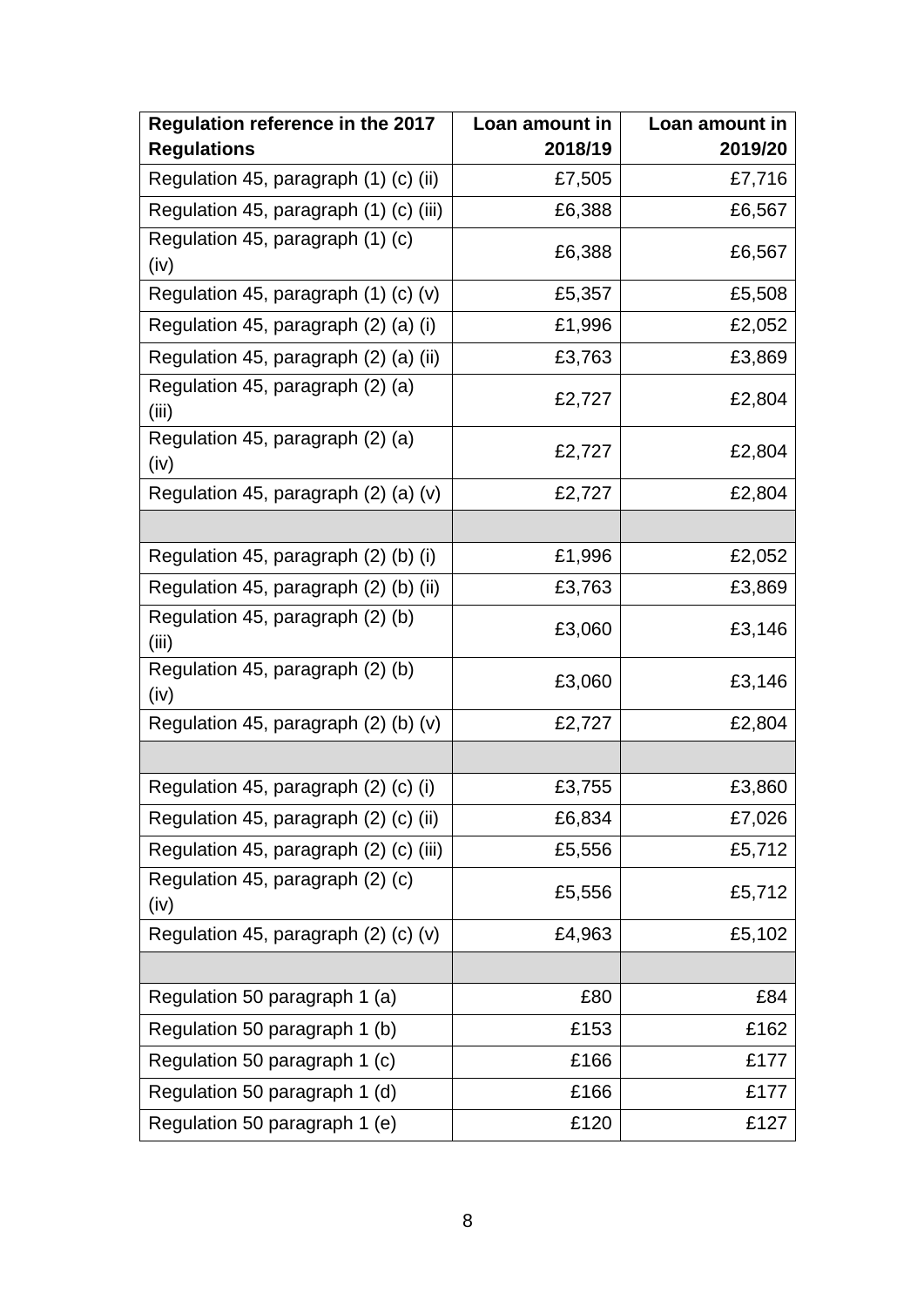| Regulation reference in the 2017 Regulations | Loan amount in 2018/19 | Loan amount in 2019/20 |
|---|---|---|
| Regulation 45, paragraph (1) (c) (ii) | £7,505 | £7,716 |
| Regulation 45, paragraph (1) (c) (iii) | £6,388 | £6,567 |
| Regulation 45, paragraph (1) (c) (iv) | £6,388 | £6,567 |
| Regulation 45, paragraph (1) (c) (v) | £5,357 | £5,508 |
| Regulation 45, paragraph (2) (a) (i) | £1,996 | £2,052 |
| Regulation 45, paragraph (2) (a) (ii) | £3,763 | £3,869 |
| Regulation 45, paragraph (2) (a) (iii) | £2,727 | £2,804 |
| Regulation 45, paragraph (2) (a) (iv) | £2,727 | £2,804 |
| Regulation 45, paragraph (2) (a) (v) | £2,727 | £2,804 |
| | | |
| Regulation 45, paragraph (2) (b) (i) | £1,996 | £2,052 |
| Regulation 45, paragraph (2) (b) (ii) | £3,763 | £3,869 |
| Regulation 45, paragraph (2) (b) (iii) | £3,060 | £3,146 |
| Regulation 45, paragraph (2) (b) (iv) | £3,060 | £3,146 |
| Regulation 45, paragraph (2) (b) (v) | £2,727 | £2,804 |
| | | |
| Regulation 45, paragraph (2) (c) (i) | £3,755 | £3,860 |
| Regulation 45, paragraph (2) (c) (ii) | £6,834 | £7,026 |
| Regulation 45, paragraph (2) (c) (iii) | £5,556 | £5,712 |
| Regulation 45, paragraph (2) (c) (iv) | £5,556 | £5,712 |
| Regulation 45, paragraph (2) (c) (v) | £4,963 | £5,102 |
| | | |
| Regulation 50 paragraph 1 (a) | £80 | £84 |
| Regulation 50 paragraph 1 (b) | £153 | £162 |
| Regulation 50 paragraph 1 (c) | £166 | £177 |
| Regulation 50 paragraph 1 (d) | £166 | £177 |
| Regulation 50 paragraph 1 (e) | £120 | £127 |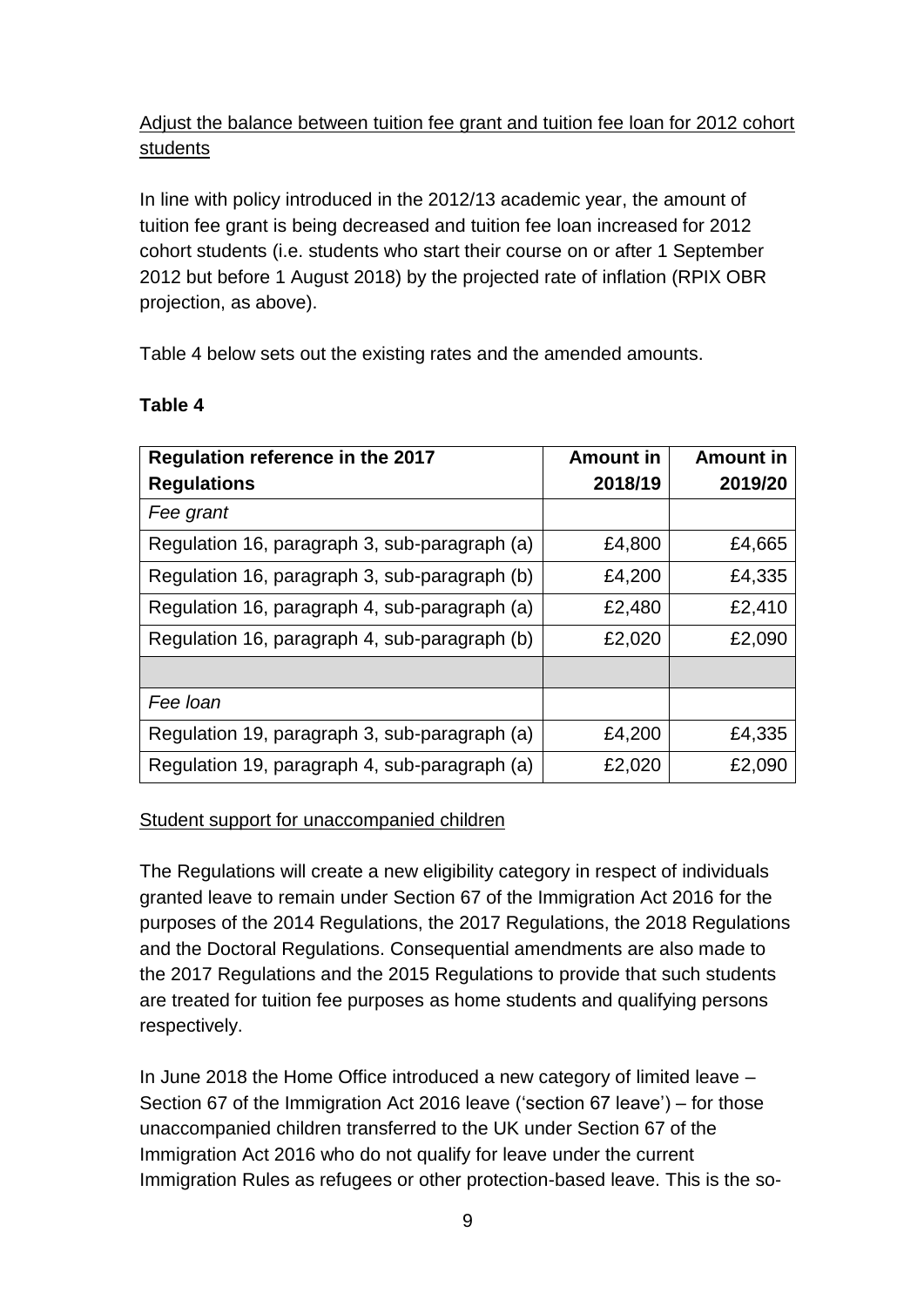Adjust the balance between tuition fee grant and tuition fee loan for 2012 cohort students

In line with policy introduced in the 2012/13 academic year, the amount of tuition fee grant is being decreased and tuition fee loan increased for 2012 cohort students (i.e. students who start their course on or after 1 September 2012 but before 1 August 2018) by the projected rate of inflation (RPIX OBR projection, as above).

Table 4 below sets out the existing rates and the amended amounts.

**Table 4**

| Regulation reference in the 2017 Regulations | Amount in 2018/19 | Amount in 2019/20 |
|---|---|---|
| *Fee grant* | | |
| Regulation 16, paragraph 3, sub-paragraph (a) | £4,800 | £4,665 |
| Regulation 16, paragraph 3, sub-paragraph (b) | £4,200 | £4,335 |
| Regulation 16, paragraph 4, sub-paragraph (a) | £2,480 | £2,410 |
| Regulation 16, paragraph 4, sub-paragraph (b) | £2,020 | £2,090 |
| | | |
| *Fee loan* | | |
| Regulation 19, paragraph 3, sub-paragraph (a) | £4,200 | £4,335 |
| Regulation 19, paragraph 4, sub-paragraph (a) | £2,020 | £2,090 |

Student support for unaccompanied children

The Regulations will create a new eligibility category in respect of individuals granted leave to remain under Section 67 of the Immigration Act 2016 for the purposes of the 2014 Regulations, the 2017 Regulations, the 2018 Regulations and the Doctoral Regulations. Consequential amendments are also made to the 2017 Regulations and the 2015 Regulations to provide that such students are treated for tuition fee purposes as home students and qualifying persons respectively.

In June 2018 the Home Office introduced a new category of limited leave – Section 67 of the Immigration Act 2016 leave ('section 67 leave') – for those unaccompanied children transferred to the UK under Section 67 of the Immigration Act 2016 who do not qualify for leave under the current Immigration Rules as refugees or other protection-based leave. This is the so-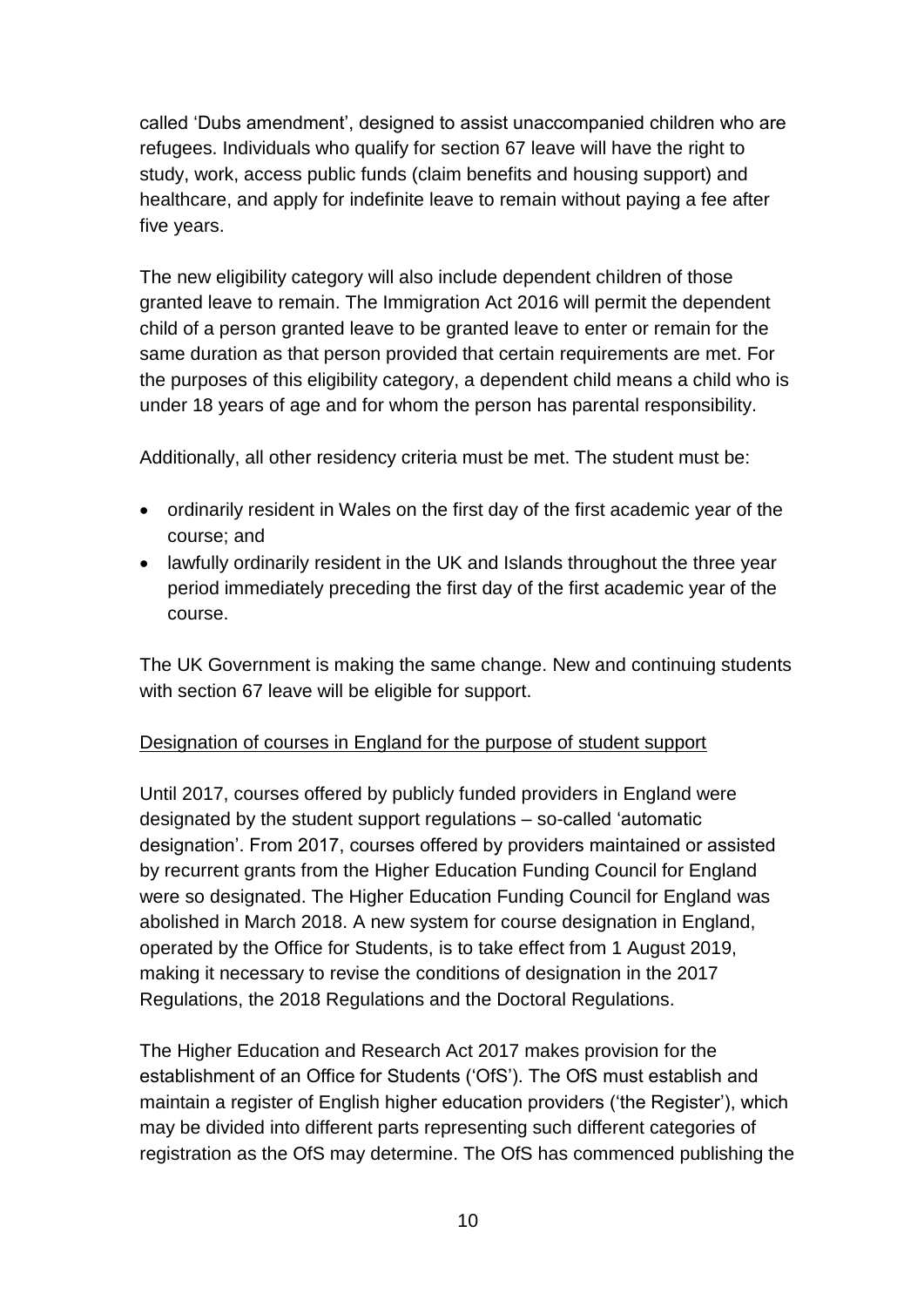called 'Dubs amendment', designed to assist unaccompanied children who are refugees. Individuals who qualify for section 67 leave will have the right to study, work, access public funds (claim benefits and housing support) and healthcare, and apply for indefinite leave to remain without paying a fee after five years.

The new eligibility category will also include dependent children of those granted leave to remain. The Immigration Act 2016 will permit the dependent child of a person granted leave to be granted leave to enter or remain for the same duration as that person provided that certain requirements are met. For the purposes of this eligibility category, a dependent child means a child who is under 18 years of age and for whom the person has parental responsibility.

Additionally, all other residency criteria must be met. The student must be:

- ordinarily resident in Wales on the first day of the first academic year of the course; and
- lawfully ordinarily resident in the UK and Islands throughout the three year period immediately preceding the first day of the first academic year of the course.

The UK Government is making the same change. New and continuing students with section 67 leave will be eligible for support.

<u>Designation of courses in England for the purpose of student support</u>

Until 2017, courses offered by publicly funded providers in England were designated by the student support regulations – so-called 'automatic designation'. From 2017, courses offered by providers maintained or assisted by recurrent grants from the Higher Education Funding Council for England were so designated. The Higher Education Funding Council for England was abolished in March 2018. A new system for course designation in England, operated by the Office for Students, is to take effect from 1 August 2019, making it necessary to revise the conditions of designation in the 2017 Regulations, the 2018 Regulations and the Doctoral Regulations.

The Higher Education and Research Act 2017 makes provision for the establishment of an Office for Students ('OfS'). The OfS must establish and maintain a register of English higher education providers ('the Register'), which may be divided into different parts representing such different categories of registration as the OfS may determine. The OfS has commenced publishing the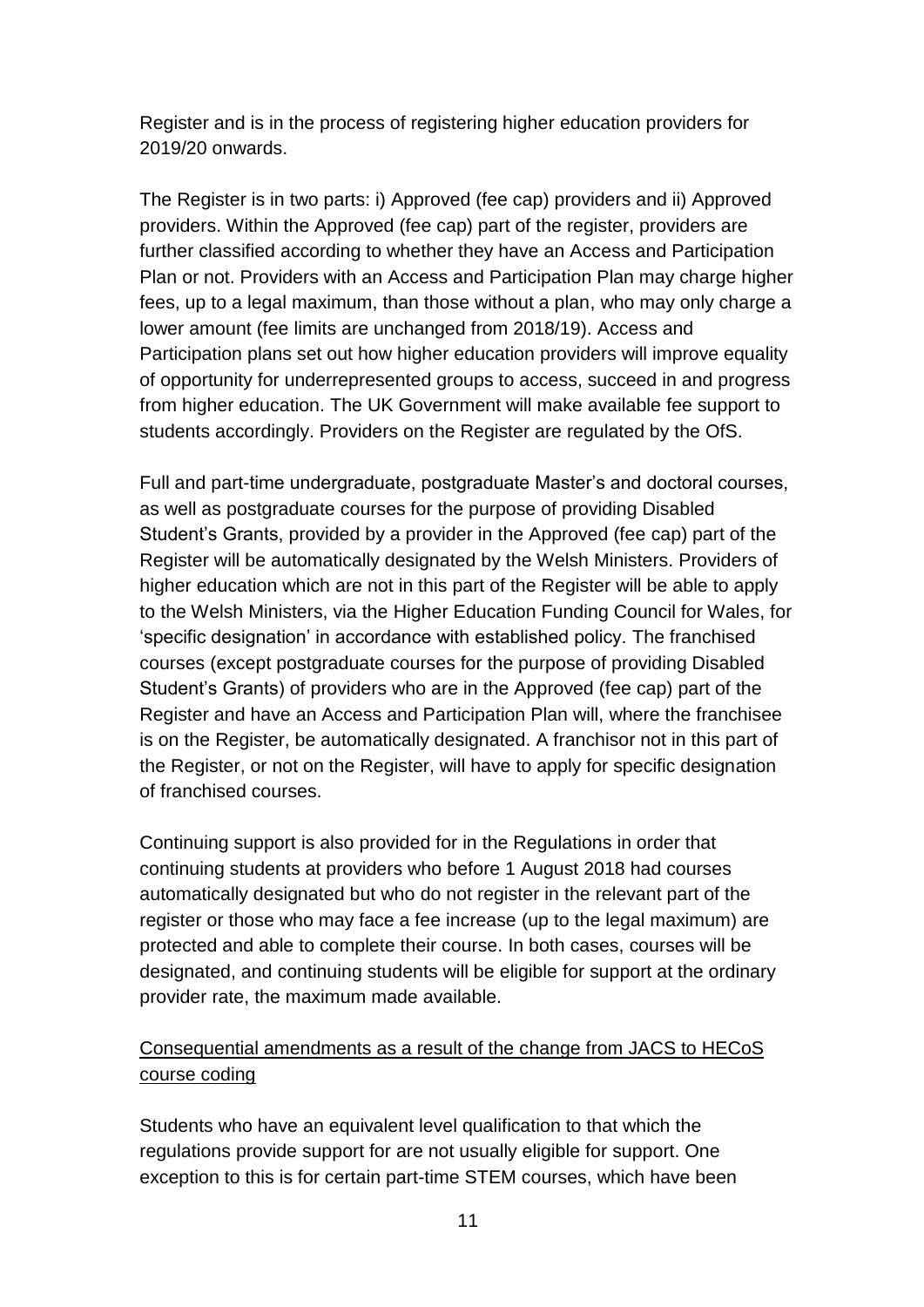Register and is in the process of registering higher education providers for 2019/20 onwards.

The Register is in two parts: i) Approved (fee cap) providers and ii) Approved providers. Within the Approved (fee cap) part of the register, providers are further classified according to whether they have an Access and Participation Plan or not. Providers with an Access and Participation Plan may charge higher fees, up to a legal maximum, than those without a plan, who may only charge a lower amount (fee limits are unchanged from 2018/19). Access and Participation plans set out how higher education providers will improve equality of opportunity for underrepresented groups to access, succeed in and progress from higher education. The UK Government will make available fee support to students accordingly. Providers on the Register are regulated by the OfS.

Full and part-time undergraduate, postgraduate Master's and doctoral courses, as well as postgraduate courses for the purpose of providing Disabled Student's Grants, provided by a provider in the Approved (fee cap) part of the Register will be automatically designated by the Welsh Ministers. Providers of higher education which are not in this part of the Register will be able to apply to the Welsh Ministers, via the Higher Education Funding Council for Wales, for 'specific designation' in accordance with established policy. The franchised courses (except postgraduate courses for the purpose of providing Disabled Student's Grants) of providers who are in the Approved (fee cap) part of the Register and have an Access and Participation Plan will, where the franchisee is on the Register, be automatically designated. A franchisor not in this part of the Register, or not on the Register, will have to apply for specific designation of franchised courses.

Continuing support is also provided for in the Regulations in order that continuing students at providers who before 1 August 2018 had courses automatically designated but who do not register in the relevant part of the register or those who may face a fee increase (up to the legal maximum) are protected and able to complete their course. In both cases, courses will be designated, and continuing students will be eligible for support at the ordinary provider rate, the maximum made available.

<u>Consequential amendments as a result of the change from JACS to HECoS course coding</u>

Students who have an equivalent level qualification to that which the regulations provide support for are not usually eligible for support. One exception to this is for certain part-time STEM courses, which have been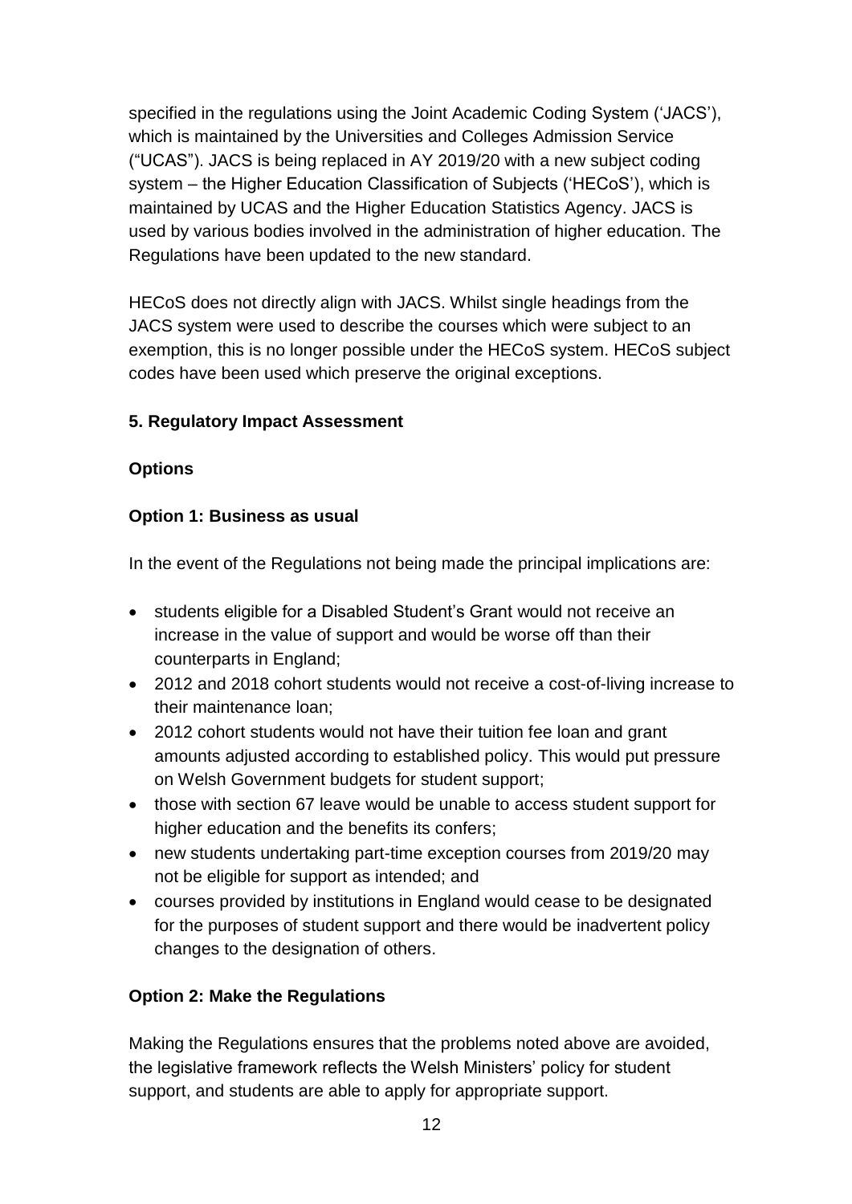specified in the regulations using the Joint Academic Coding System ('JACS'), which is maintained by the Universities and Colleges Admission Service ("UCAS"). JACS is being replaced in AY 2019/20 with a new subject coding system – the Higher Education Classification of Subjects ('HECoS'), which is maintained by UCAS and the Higher Education Statistics Agency. JACS is used by various bodies involved in the administration of higher education. The Regulations have been updated to the new standard.

HECoS does not directly align with JACS. Whilst single headings from the JACS system were used to describe the courses which were subject to an exemption, this is no longer possible under the HECoS system. HECoS subject codes have been used which preserve the original exceptions.

## 5. Regulatory Impact Assessment

### Options

### Option 1: Business as usual

In the event of the Regulations not being made the principal implications are:

- students eligible for a Disabled Student's Grant would not receive an increase in the value of support and would be worse off than their counterparts in England;
- 2012 and 2018 cohort students would not receive a cost-of-living increase to their maintenance loan;
- 2012 cohort students would not have their tuition fee loan and grant amounts adjusted according to established policy. This would put pressure on Welsh Government budgets for student support;
- those with section 67 leave would be unable to access student support for higher education and the benefits its confers;
- new students undertaking part-time exception courses from 2019/20 may not be eligible for support as intended; and
- courses provided by institutions in England would cease to be designated for the purposes of student support and there would be inadvertent policy changes to the designation of others.

### Option 2: Make the Regulations

Making the Regulations ensures that the problems noted above are avoided, the legislative framework reflects the Welsh Ministers' policy for student support, and students are able to apply for appropriate support.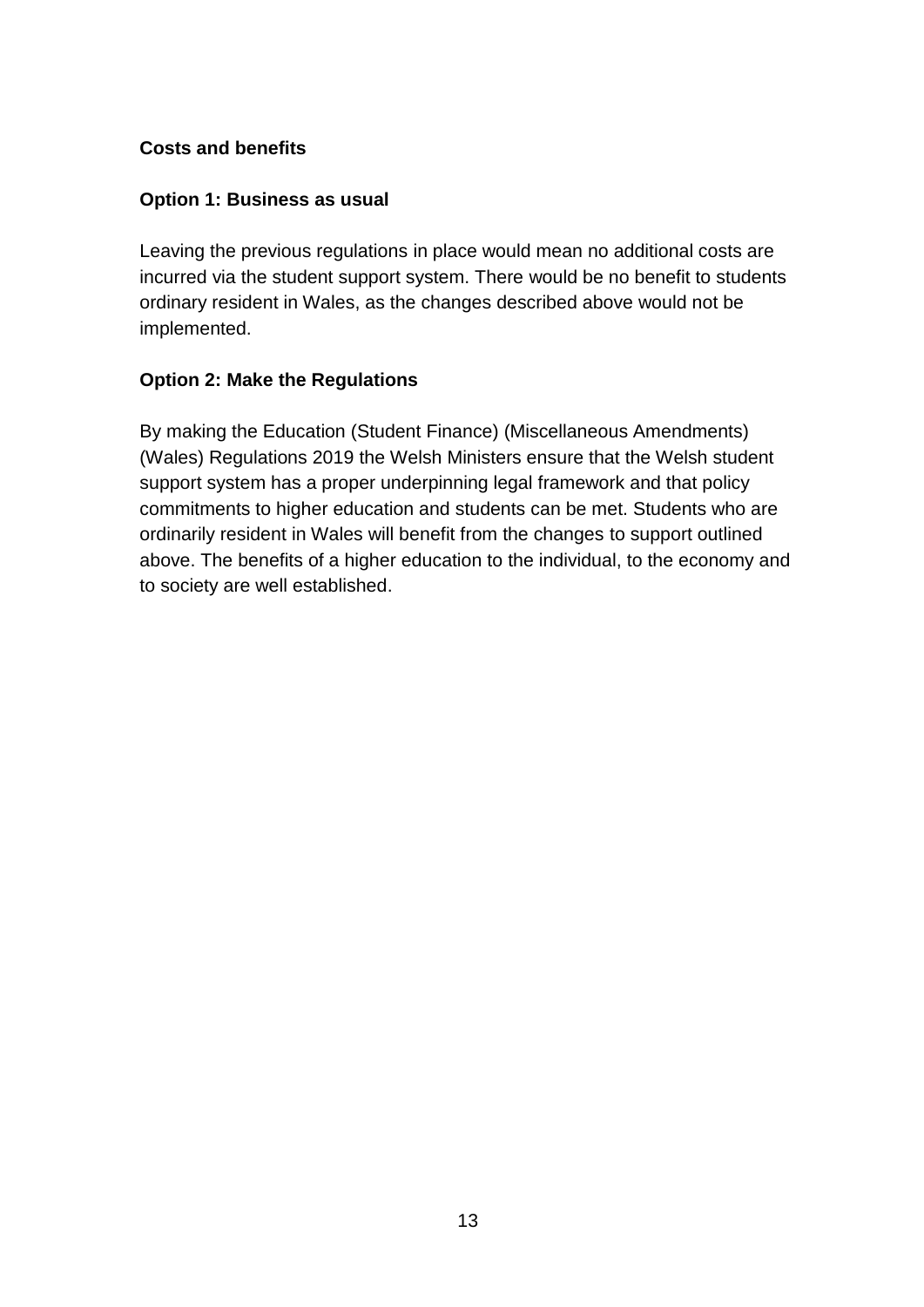**Costs and benefits**

**Option 1: Business as usual**

Leaving the previous regulations in place would mean no additional costs are incurred via the student support system. There would be no benefit to students ordinary resident in Wales, as the changes described above would not be implemented.

**Option 2: Make the Regulations**

By making the Education (Student Finance) (Miscellaneous Amendments) (Wales) Regulations 2019 the Welsh Ministers ensure that the Welsh student support system has a proper underpinning legal framework and that policy commitments to higher education and students can be met. Students who are ordinarily resident in Wales will benefit from the changes to support outlined above. The benefits of a higher education to the individual, to the economy and to society are well established.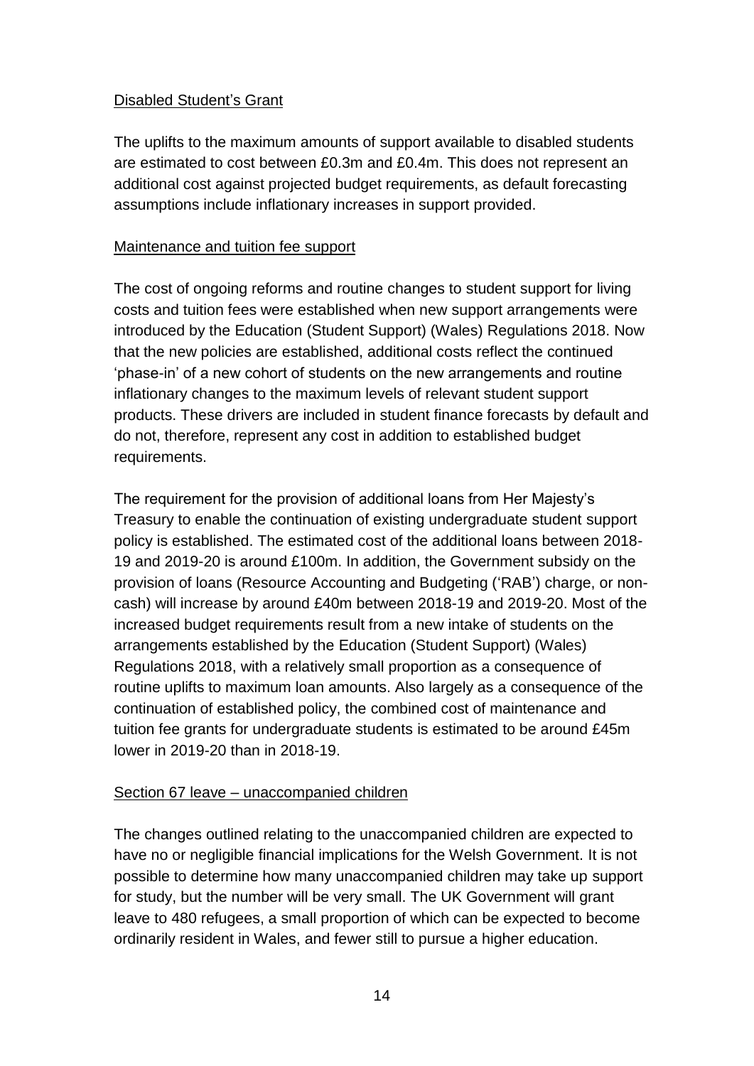Disabled Student's Grant

The uplifts to the maximum amounts of support available to disabled students are estimated to cost between £0.3m and £0.4m. This does not represent an additional cost against projected budget requirements, as default forecasting assumptions include inflationary increases in support provided.

Maintenance and tuition fee support

The cost of ongoing reforms and routine changes to student support for living costs and tuition fees were established when new support arrangements were introduced by the Education (Student Support) (Wales) Regulations 2018. Now that the new policies are established, additional costs reflect the continued 'phase-in' of a new cohort of students on the new arrangements and routine inflationary changes to the maximum levels of relevant student support products. These drivers are included in student finance forecasts by default and do not, therefore, represent any cost in addition to established budget requirements.

The requirement for the provision of additional loans from Her Majesty's Treasury to enable the continuation of existing undergraduate student support policy is established. The estimated cost of the additional loans between 2018-19 and 2019-20 is around £100m. In addition, the Government subsidy on the provision of loans (Resource Accounting and Budgeting ('RAB') charge, or non-cash) will increase by around £40m between 2018-19 and 2019-20. Most of the increased budget requirements result from a new intake of students on the arrangements established by the Education (Student Support) (Wales) Regulations 2018, with a relatively small proportion as a consequence of routine uplifts to maximum loan amounts. Also largely as a consequence of the continuation of established policy, the combined cost of maintenance and tuition fee grants for undergraduate students is estimated to be around £45m lower in 2019-20 than in 2018-19.

Section 67 leave – unaccompanied children

The changes outlined relating to the unaccompanied children are expected to have no or negligible financial implications for the Welsh Government. It is not possible to determine how many unaccompanied children may take up support for study, but the number will be very small. The UK Government will grant leave to 480 refugees, a small proportion of which can be expected to become ordinarily resident in Wales, and fewer still to pursue a higher education.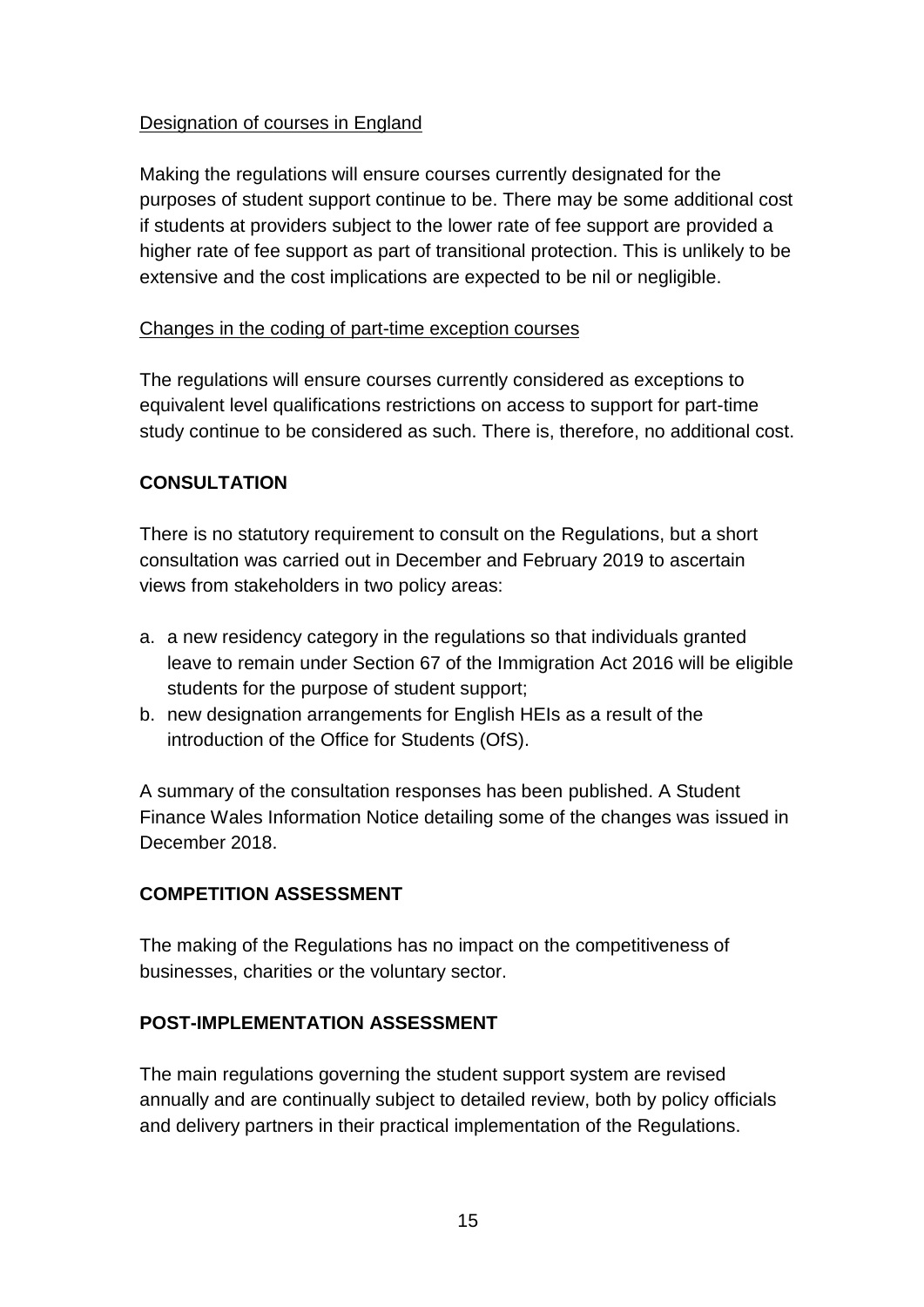Designation of courses in England

Making the regulations will ensure courses currently designated for the purposes of student support continue to be. There may be some additional cost if students at providers subject to the lower rate of fee support are provided a higher rate of fee support as part of transitional protection. This is unlikely to be extensive and the cost implications are expected to be nil or negligible.

Changes in the coding of part-time exception courses

The regulations will ensure courses currently considered as exceptions to equivalent level qualifications restrictions on access to support for part-time study continue to be considered as such. There is, therefore, no additional cost.

**CONSULTATION**

There is no statutory requirement to consult on the Regulations, but a short consultation was carried out in December and February 2019 to ascertain views from stakeholders in two policy areas:

a. a new residency category in the regulations so that individuals granted leave to remain under Section 67 of the Immigration Act 2016 will be eligible students for the purpose of student support;
b. new designation arrangements for English HEIs as a result of the introduction of the Office for Students (OfS).

A summary of the consultation responses has been published. A Student Finance Wales Information Notice detailing some of the changes was issued in December 2018.

**COMPETITION ASSESSMENT**

The making of the Regulations has no impact on the competitiveness of businesses, charities or the voluntary sector.

**POST-IMPLEMENTATION ASSESSMENT**

The main regulations governing the student support system are revised annually and are continually subject to detailed review, both by policy officials and delivery partners in their practical implementation of the Regulations.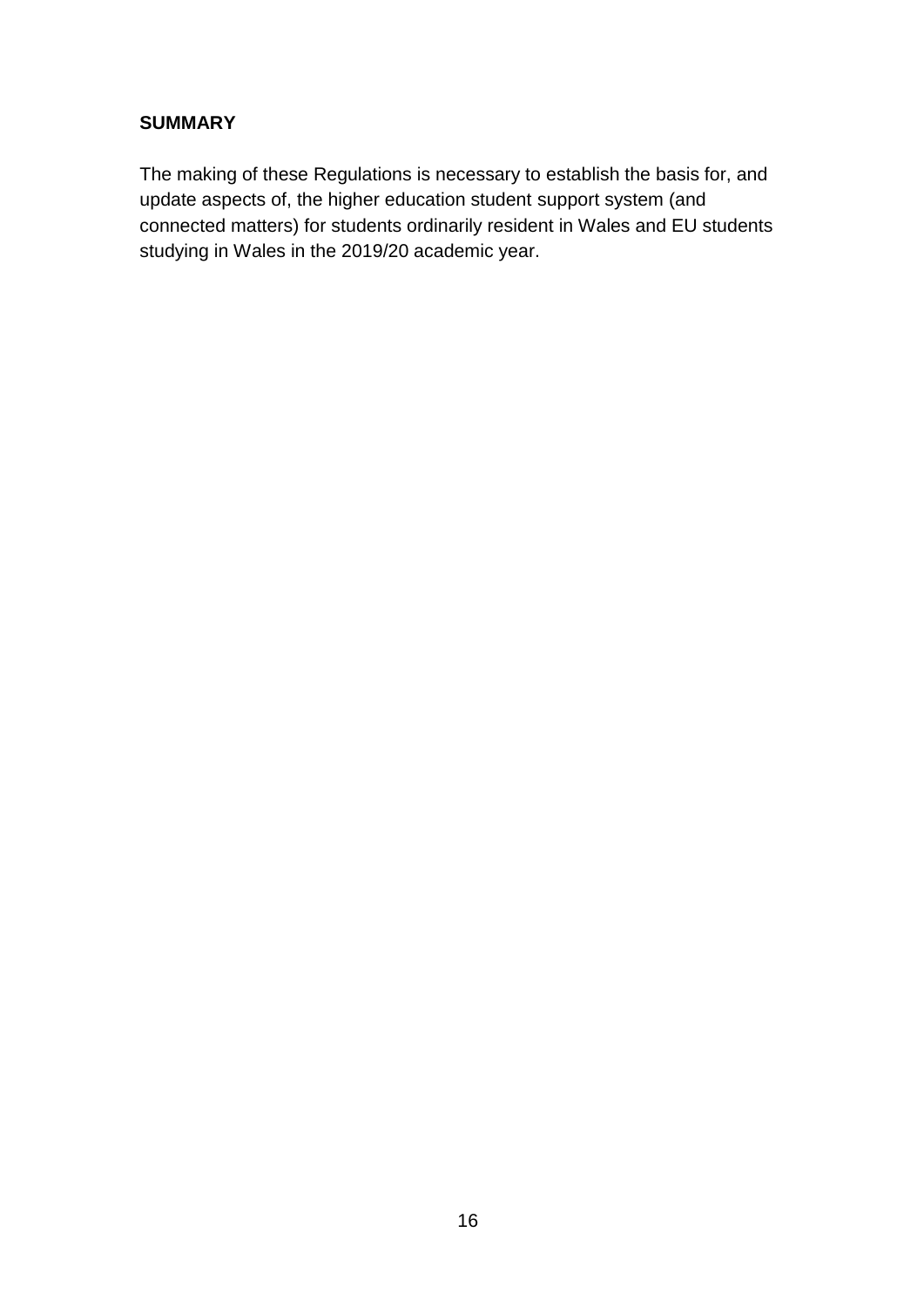**SUMMARY**

The making of these Regulations is necessary to establish the basis for, and update aspects of, the higher education student support system (and connected matters) for students ordinarily resident in Wales and EU students studying in Wales in the 2019/20 academic year.